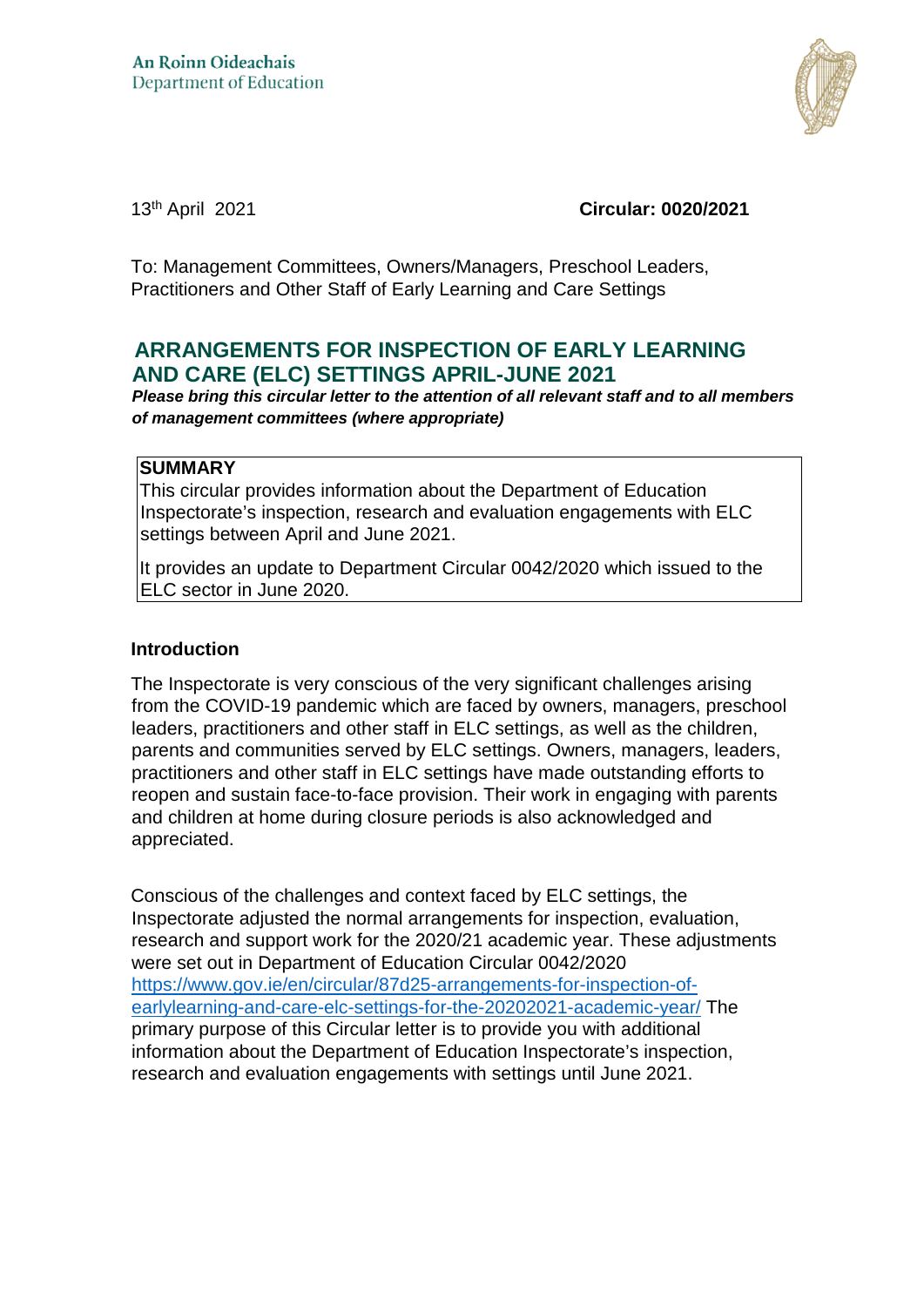An Roinn Oideachais
Department of Education

13th April 2021 **Circular: 0020/2021**

To: Management Committees, Owners/Managers, Preschool Leaders, Practitioners and Other Staff of Early Learning and Care Settings

# ARRANGEMENTS FOR INSPECTION OF EARLY LEARNING AND CARE (ELC) SETTINGS APRIL-JUNE 2021

***Please bring this circular letter to the attention of all relevant staff and to all members of management committees (where appropriate)***

**SUMMARY**

This circular provides information about the Department of Education Inspectorate's inspection, research and evaluation engagements with ELC settings between April and June 2021.

It provides an update to Department Circular 0042/2020 which issued to the ELC sector in June 2020.

## Introduction

The Inspectorate is very conscious of the very significant challenges arising from the COVID-19 pandemic which are faced by owners, managers, preschool leaders, practitioners and other staff in ELC settings, as well as the children, parents and communities served by ELC settings. Owners, managers, leaders, practitioners and other staff in ELC settings have made outstanding efforts to reopen and sustain face-to-face provision. Their work in engaging with parents and children at home during closure periods is also acknowledged and appreciated.

Conscious of the challenges and context faced by ELC settings, the Inspectorate adjusted the normal arrangements for inspection, evaluation, research and support work for the 2020/21 academic year. These adjustments were set out in Department of Education Circular 0042/2020 https://www.gov.ie/en/circular/87d25-arrangements-for-inspection-of-earlylearning-and-care-elc-settings-for-the-20202021-academic-year/ The primary purpose of this Circular letter is to provide you with additional information about the Department of Education Inspectorate's inspection, research and evaluation engagements with settings until June 2021.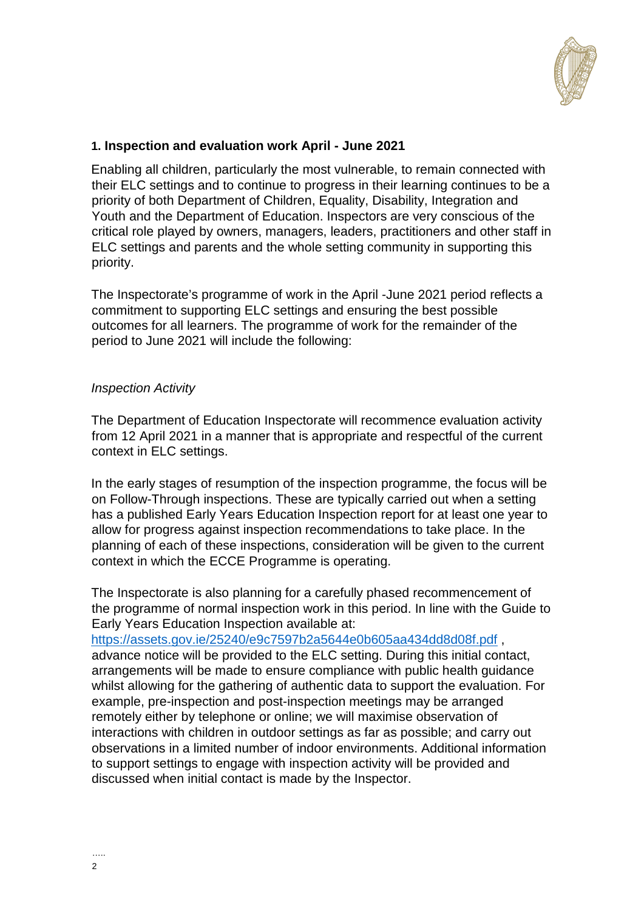## 1. Inspection and evaluation work April - June 2021

Enabling all children, particularly the most vulnerable, to remain connected with their ELC settings and to continue to progress in their learning continues to be a priority of both Department of Children, Equality, Disability, Integration and Youth and the Department of Education. Inspectors are very conscious of the critical role played by owners, managers, leaders, practitioners and other staff in ELC settings and parents and the whole setting community in supporting this priority.

The Inspectorate's programme of work in the April -June 2021 period reflects a commitment to supporting ELC settings and ensuring the best possible outcomes for all learners. The programme of work for the remainder of the period to June 2021 will include the following:

*Inspection Activity*

The Department of Education Inspectorate will recommence evaluation activity from 12 April 2021 in a manner that is appropriate and respectful of the current context in ELC settings.

In the early stages of resumption of the inspection programme, the focus will be on Follow-Through inspections. These are typically carried out when a setting has a published Early Years Education Inspection report for at least one year to allow for progress against inspection recommendations to take place. In the planning of each of these inspections, consideration will be given to the current context in which the ECCE Programme is operating.

The Inspectorate is also planning for a carefully phased recommencement of the programme of normal inspection work in this period. In line with the Guide to Early Years Education Inspection available at: https://assets.gov.ie/25240/e9c7597b2a5644e0b605aa434dd8d08f.pdf , advance notice will be provided to the ELC setting. During this initial contact, arrangements will be made to ensure compliance with public health guidance whilst allowing for the gathering of authentic data to support the evaluation. For example, pre-inspection and post-inspection meetings may be arranged remotely either by telephone or online; we will maximise observation of interactions with children in outdoor settings as far as possible; and carry out observations in a limited number of indoor environments. Additional information to support settings to engage with inspection activity will be provided and discussed when initial contact is made by the Inspector.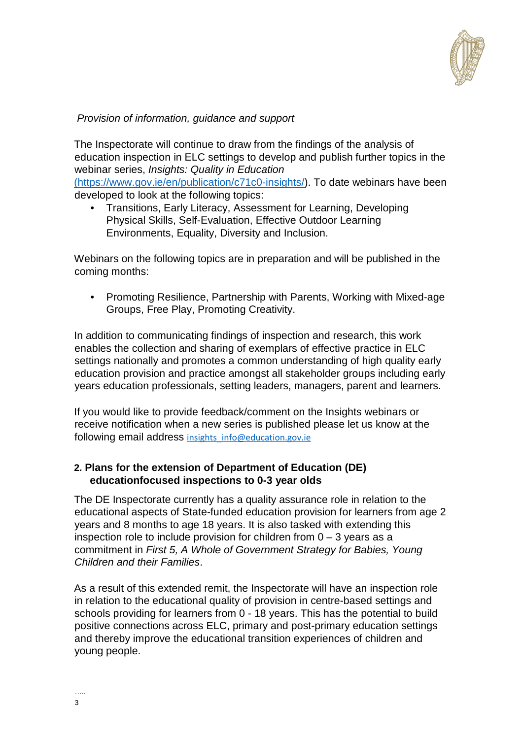*Provision of information, guidance and support*

The Inspectorate will continue to draw from the findings of the analysis of education inspection in ELC settings to develop and publish further topics in the webinar series, *Insights: Quality in Education* (https://www.gov.ie/en/publication/c71c0-insights/). To date webinars have been developed to look at the following topics:

- Transitions, Early Literacy, Assessment for Learning, Developing Physical Skills, Self-Evaluation, Effective Outdoor Learning Environments, Equality, Diversity and Inclusion.

Webinars on the following topics are in preparation and will be published in the coming months:

- Promoting Resilience, Partnership with Parents, Working with Mixed-age Groups, Free Play, Promoting Creativity.

In addition to communicating findings of inspection and research, this work enables the collection and sharing of exemplars of effective practice in ELC settings nationally and promotes a common understanding of high quality early education provision and practice amongst all stakeholder groups including early years education professionals, setting leaders, managers, parent and learners.

If you would like to provide feedback/comment on the Insights webinars or receive notification when a new series is published please let us know at the following email address insights_info@education.gov.ie

## 2. Plans for the extension of Department of Education (DE) educationfocused inspections to 0-3 year olds

The DE Inspectorate currently has a quality assurance role in relation to the educational aspects of State-funded education provision for learners from age 2 years and 8 months to age 18 years. It is also tasked with extending this inspection role to include provision for children from 0 – 3 years as a commitment in *First 5, A Whole of Government Strategy for Babies, Young Children and their Families*.

As a result of this extended remit, the Inspectorate will have an inspection role in relation to the educational quality of provision in centre-based settings and schools providing for learners from 0 - 18 years. This has the potential to build positive connections across ELC, primary and post-primary education settings and thereby improve the educational transition experiences of children and young people.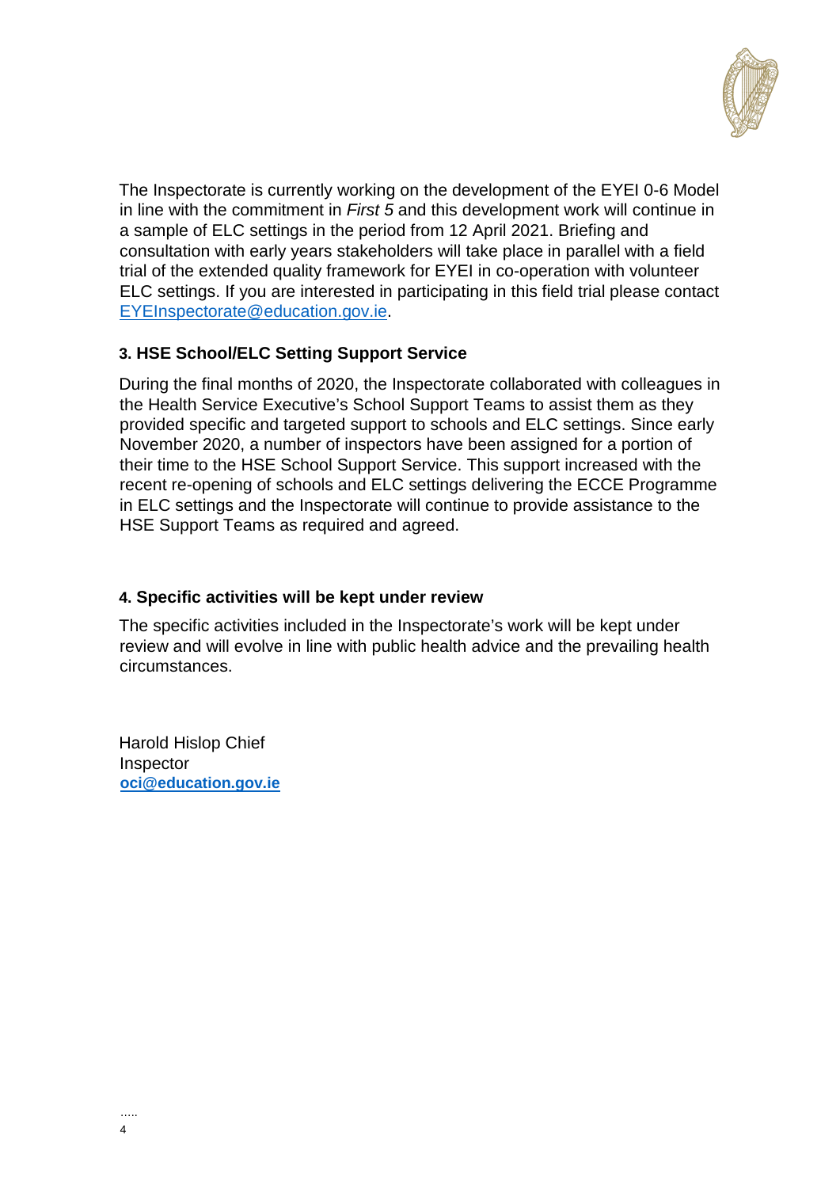The Inspectorate is currently working on the development of the EYEI 0-6 Model in line with the commitment in *First 5* and this development work will continue in a sample of ELC settings in the period from 12 April 2021. Briefing and consultation with early years stakeholders will take place in parallel with a field trial of the extended quality framework for EYEI in co-operation with volunteer ELC settings. If you are interested in participating in this field trial please contact EYEInspectorate@education.gov.ie.

### 3. HSE School/ELC Setting Support Service

During the final months of 2020, the Inspectorate collaborated with colleagues in the Health Service Executive's School Support Teams to assist them as they provided specific and targeted support to schools and ELC settings. Since early November 2020, a number of inspectors have been assigned for a portion of their time to the HSE School Support Service. This support increased with the recent re-opening of schools and ELC settings delivering the ECCE Programme in ELC settings and the Inspectorate will continue to provide assistance to the HSE Support Teams as required and agreed.

### 4. Specific activities will be kept under review

The specific activities included in the Inspectorate's work will be kept under review and will evolve in line with public health advice and the prevailing health circumstances.

Harold Hislop Chief Inspector
**oci@education.gov.ie**